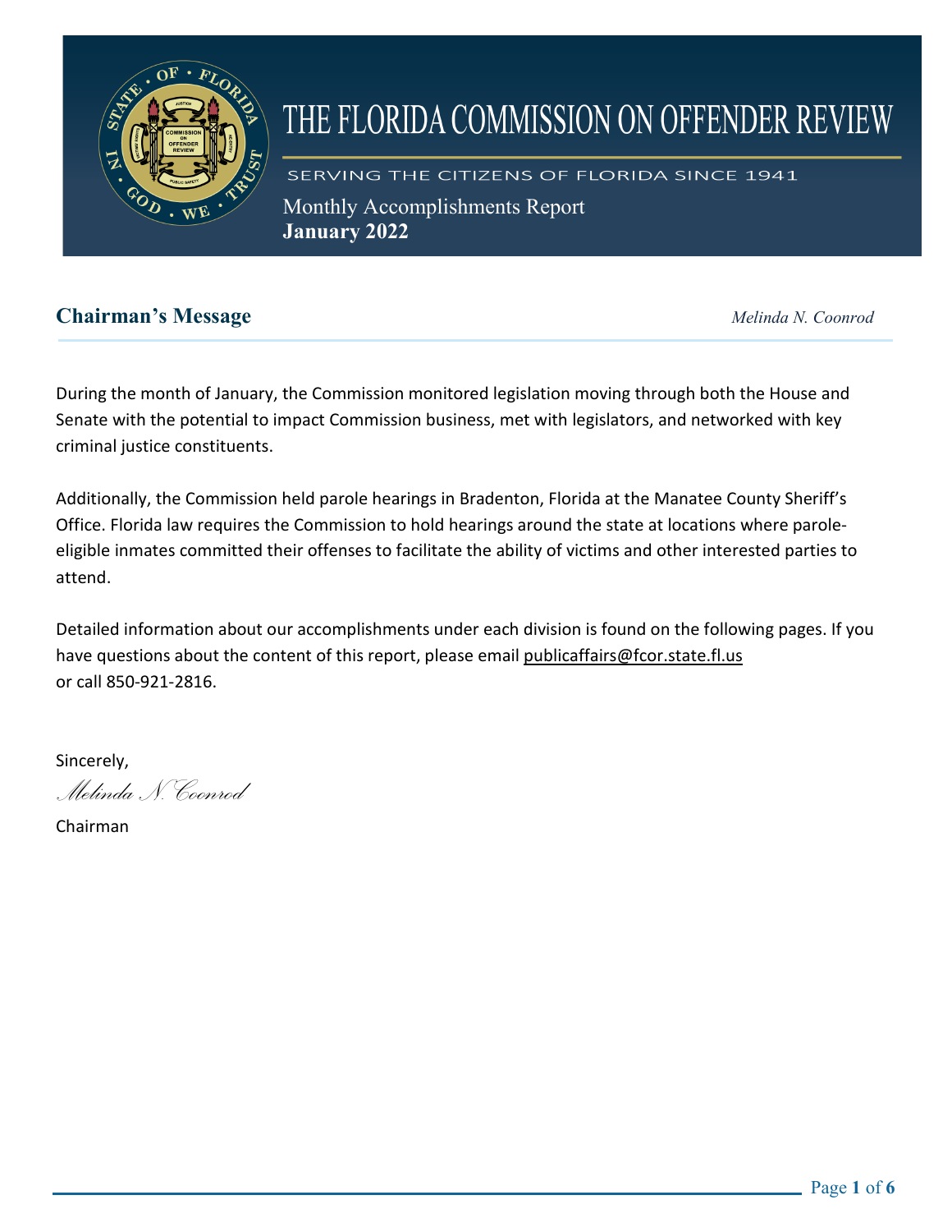# THE FLORIDA COMMISSION ON OFFENDER REVIEW

SERVING THE CITIZENS OF FLORIDA SINCE 1941

Monthly Accomplishments Report
**January 2022**

## Chairman's Message

*Melinda N. Coonrod*

During the month of January, the Commission monitored legislation moving through both the House and Senate with the potential to impact Commission business, met with legislators, and networked with key criminal justice constituents.

Additionally, the Commission held parole hearings in Bradenton, Florida at the Manatee County Sheriff's Office. Florida law requires the Commission to hold hearings around the state at locations where parole-eligible inmates committed their offenses to facilitate the ability of victims and other interested parties to attend.

Detailed information about our accomplishments under each division is found on the following pages. If you have questions about the content of this report, please email publicaffairs@fcor.state.fl.us or call 850-921-2816.

Sincerely,

*Melinda N. Coonrod*

Chairman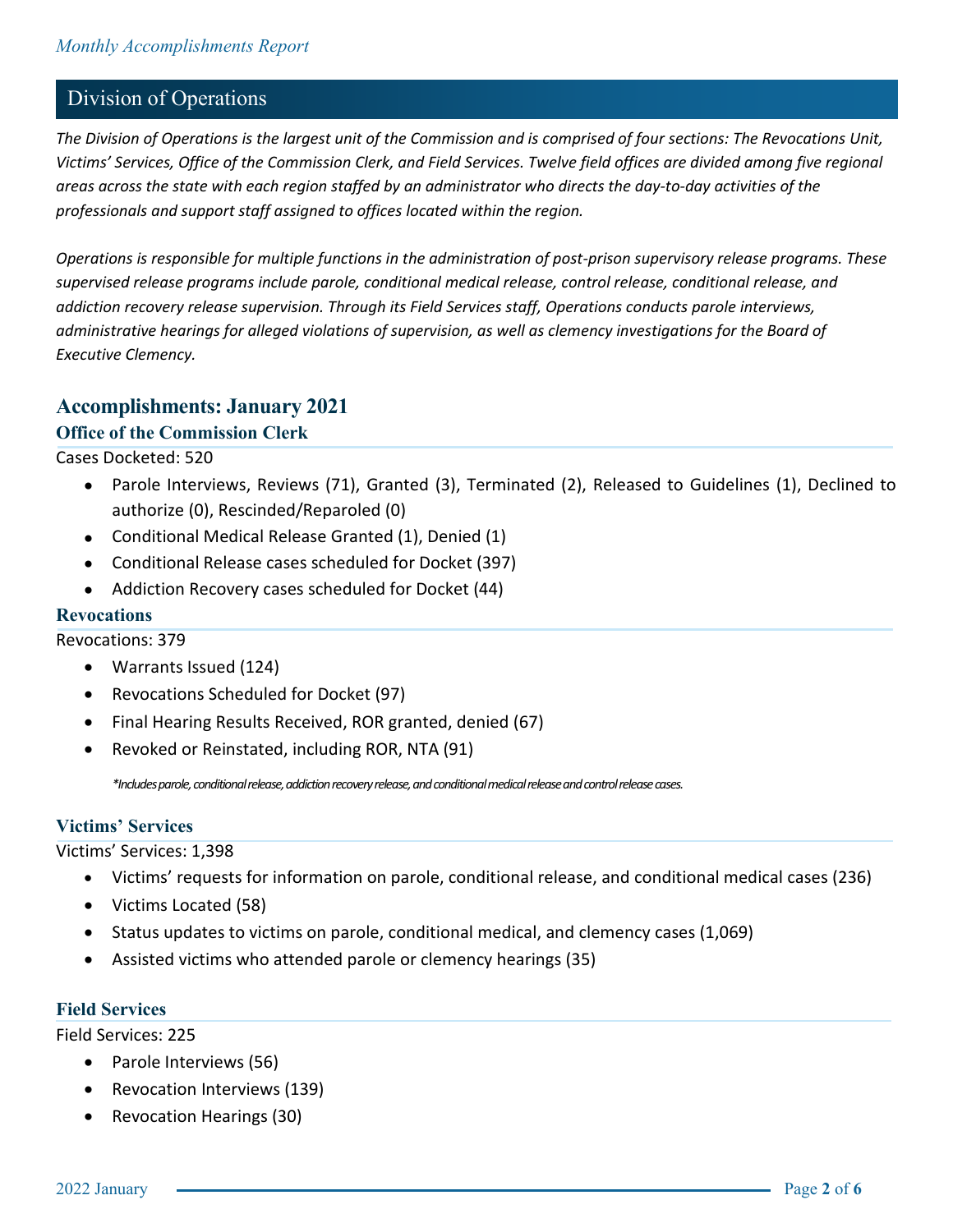## Division of Operations

*The Division of Operations is the largest unit of the Commission and is comprised of four sections: The Revocations Unit, Victims' Services, Office of the Commission Clerk, and Field Services. Twelve field offices are divided among five regional areas across the state with each region staffed by an administrator who directs the day-to-day activities of the professionals and support staff assigned to offices located within the region.*

*Operations is responsible for multiple functions in the administration of post-prison supervisory release programs. These supervised release programs include parole, conditional medical release, control release, conditional release, and addiction recovery release supervision. Through its Field Services staff, Operations conducts parole interviews, administrative hearings for alleged violations of supervision, as well as clemency investigations for the Board of Executive Clemency.*

## Accomplishments: January 2021

### Office of the Commission Clerk

Cases Docketed: 520

- Parole Interviews, Reviews (71), Granted (3), Terminated (2), Released to Guidelines (1), Declined to authorize (0), Rescinded/Reparoled (0)
- Conditional Medical Release Granted (1), Denied (1)
- Conditional Release cases scheduled for Docket (397)
- Addiction Recovery cases scheduled for Docket (44)

### Revocations

Revocations: 379

- Warrants Issued (124)
- Revocations Scheduled for Docket (97)
- Final Hearing Results Received, ROR granted, denied (67)
- Revoked or Reinstated, including ROR, NTA (91)

*\*Includes parole, conditional release, addiction recovery release, and conditional medical release and control release cases.*

### Victims' Services

Victims' Services: 1,398

- Victims' requests for information on parole, conditional release, and conditional medical cases (236)
- Victims Located (58)
- Status updates to victims on parole, conditional medical, and clemency cases (1,069)
- Assisted victims who attended parole or clemency hearings (35)

### Field Services

Field Services: 225

- Parole Interviews (56)
- Revocation Interviews (139)
- Revocation Hearings (30)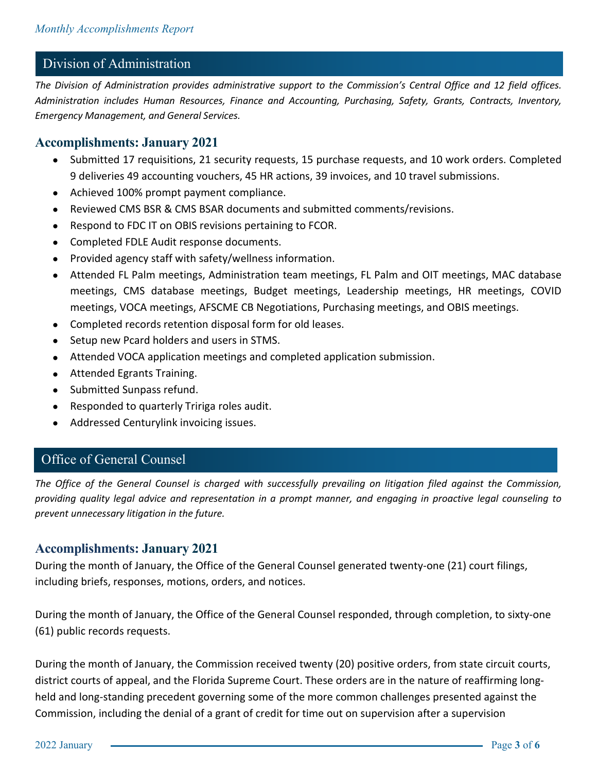## Division of Administration

*The Division of Administration provides administrative support to the Commission's Central Office and 12 field offices. Administration includes Human Resources, Finance and Accounting, Purchasing, Safety, Grants, Contracts, Inventory, Emergency Management, and General Services.*

### Accomplishments: January 2021

- Submitted 17 requisitions, 21 security requests, 15 purchase requests, and 10 work orders. Completed 9 deliveries 49 accounting vouchers, 45 HR actions, 39 invoices, and 10 travel submissions.
- Achieved 100% prompt payment compliance.
- Reviewed CMS BSR & CMS BSAR documents and submitted comments/revisions.
- Respond to FDC IT on OBIS revisions pertaining to FCOR.
- Completed FDLE Audit response documents.
- Provided agency staff with safety/wellness information.
- Attended FL Palm meetings, Administration team meetings, FL Palm and OIT meetings, MAC database meetings, CMS database meetings, Budget meetings, Leadership meetings, HR meetings, COVID meetings, VOCA meetings, AFSCME CB Negotiations, Purchasing meetings, and OBIS meetings.
- Completed records retention disposal form for old leases.
- Setup new Pcard holders and users in STMS.
- Attended VOCA application meetings and completed application submission.
- Attended Egrants Training.
- Submitted Sunpass refund.
- Responded to quarterly Tririga roles audit.
- Addressed Centurylink invoicing issues.

## Office of General Counsel

*The Office of the General Counsel is charged with successfully prevailing on litigation filed against the Commission, providing quality legal advice and representation in a prompt manner, and engaging in proactive legal counseling to prevent unnecessary litigation in the future.*

### Accomplishments: January 2021

During the month of January, the Office of the General Counsel generated twenty-one (21) court filings, including briefs, responses, motions, orders, and notices.

During the month of January, the Office of the General Counsel responded, through completion, to sixty-one (61) public records requests.

During the month of January, the Commission received twenty (20) positive orders, from state circuit courts, district courts of appeal, and the Florida Supreme Court. These orders are in the nature of reaffirming long-held and long-standing precedent governing some of the more common challenges presented against the Commission, including the denial of a grant of credit for time out on supervision after a supervision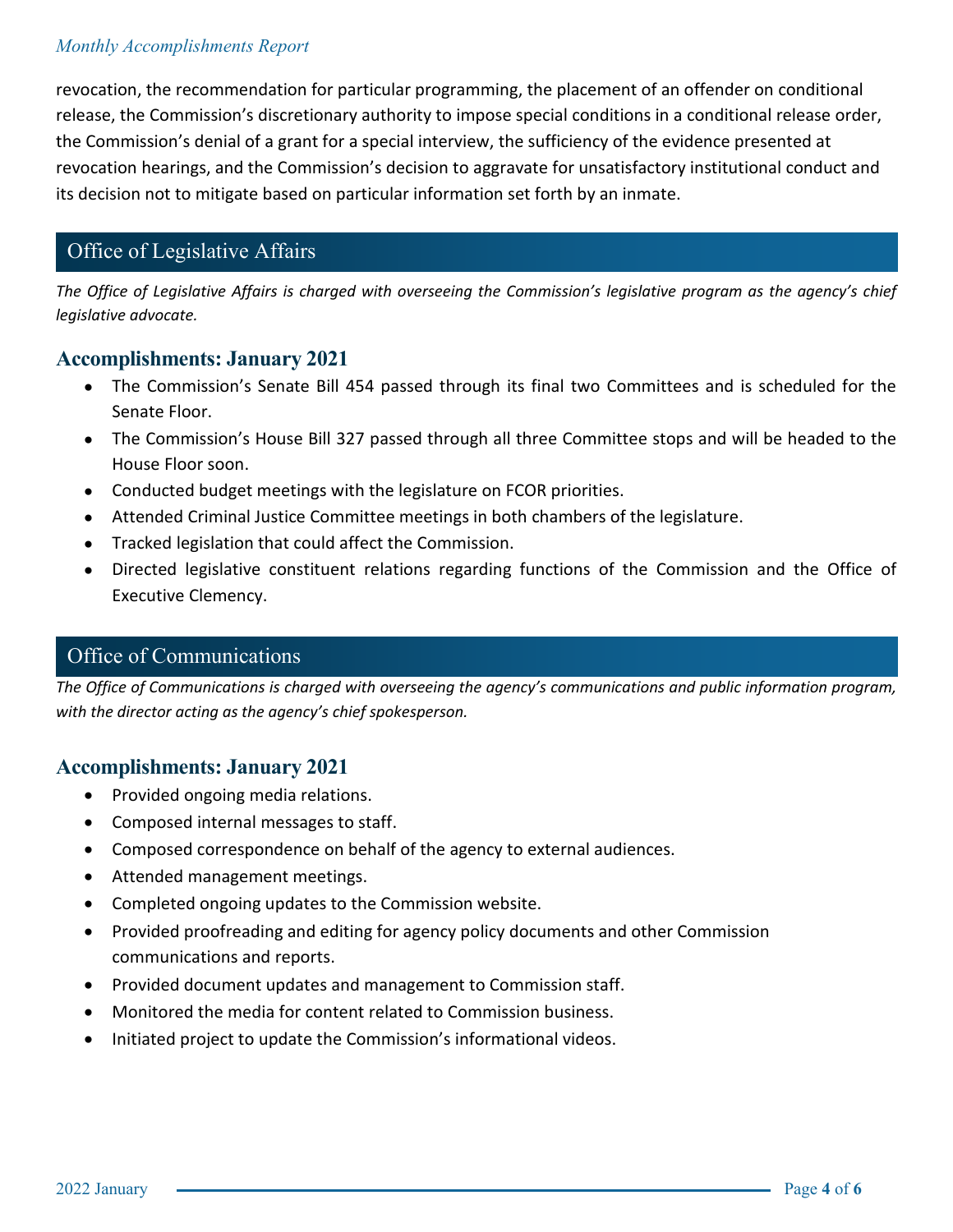revocation, the recommendation for particular programming, the placement of an offender on conditional release, the Commission's discretionary authority to impose special conditions in a conditional release order, the Commission's denial of a grant for a special interview, the sufficiency of the evidence presented at revocation hearings, and the Commission's decision to aggravate for unsatisfactory institutional conduct and its decision not to mitigate based on particular information set forth by an inmate.

## Office of Legislative Affairs

*The Office of Legislative Affairs is charged with overseeing the Commission's legislative program as the agency's chief legislative advocate.*

### Accomplishments: January 2021

- The Commission's Senate Bill 454 passed through its final two Committees and is scheduled for the Senate Floor.
- The Commission's House Bill 327 passed through all three Committee stops and will be headed to the House Floor soon.
- Conducted budget meetings with the legislature on FCOR priorities.
- Attended Criminal Justice Committee meetings in both chambers of the legislature.
- Tracked legislation that could affect the Commission.
- Directed legislative constituent relations regarding functions of the Commission and the Office of Executive Clemency.

## Office of Communications

*The Office of Communications is charged with overseeing the agency's communications and public information program, with the director acting as the agency's chief spokesperson.*

### Accomplishments: January 2021

- Provided ongoing media relations.
- Composed internal messages to staff.
- Composed correspondence on behalf of the agency to external audiences.
- Attended management meetings.
- Completed ongoing updates to the Commission website.
- Provided proofreading and editing for agency policy documents and other Commission communications and reports.
- Provided document updates and management to Commission staff.
- Monitored the media for content related to Commission business.
- Initiated project to update the Commission's informational videos.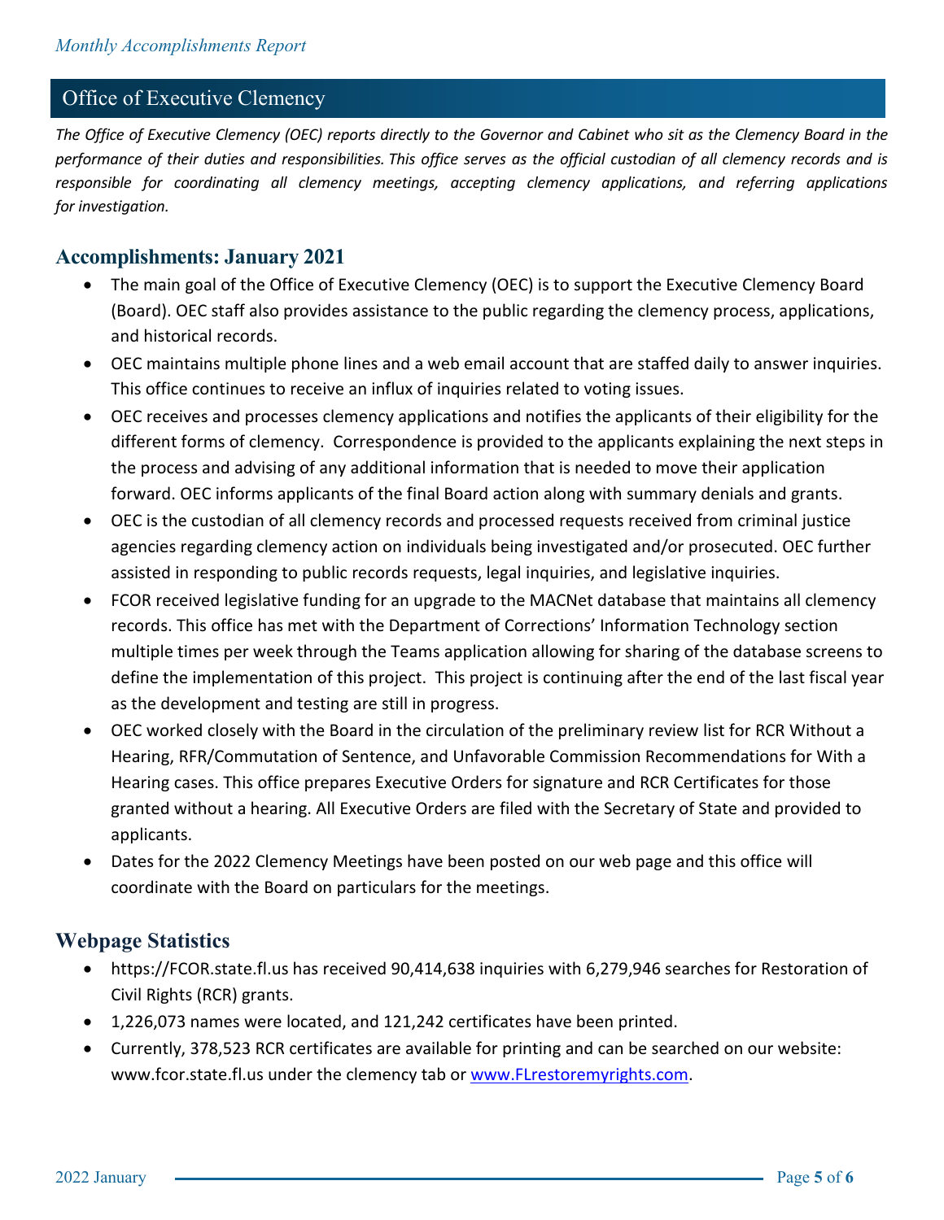## Office of Executive Clemency

*The Office of Executive Clemency (OEC) reports directly to the Governor and Cabinet who sit as the Clemency Board in the performance of their duties and responsibilities. This office serves as the official custodian of all clemency records and is responsible for coordinating all clemency meetings, accepting clemency applications, and referring applications for investigation.*

### Accomplishments: January 2021

- The main goal of the Office of Executive Clemency (OEC) is to support the Executive Clemency Board (Board). OEC staff also provides assistance to the public regarding the clemency process, applications, and historical records.
- OEC maintains multiple phone lines and a web email account that are staffed daily to answer inquiries. This office continues to receive an influx of inquiries related to voting issues.
- OEC receives and processes clemency applications and notifies the applicants of their eligibility for the different forms of clemency. Correspondence is provided to the applicants explaining the next steps in the process and advising of any additional information that is needed to move their application forward. OEC informs applicants of the final Board action along with summary denials and grants.
- OEC is the custodian of all clemency records and processed requests received from criminal justice agencies regarding clemency action on individuals being investigated and/or prosecuted. OEC further assisted in responding to public records requests, legal inquiries, and legislative inquiries.
- FCOR received legislative funding for an upgrade to the MACNet database that maintains all clemency records. This office has met with the Department of Corrections' Information Technology section multiple times per week through the Teams application allowing for sharing of the database screens to define the implementation of this project. This project is continuing after the end of the last fiscal year as the development and testing are still in progress.
- OEC worked closely with the Board in the circulation of the preliminary review list for RCR Without a Hearing, RFR/Commutation of Sentence, and Unfavorable Commission Recommendations for With a Hearing cases. This office prepares Executive Orders for signature and RCR Certificates for those granted without a hearing. All Executive Orders are filed with the Secretary of State and provided to applicants.
- Dates for the 2022 Clemency Meetings have been posted on our web page and this office will coordinate with the Board on particulars for the meetings.

### Webpage Statistics

- https://FCOR.state.fl.us has received 90,414,638 inquiries with 6,279,946 searches for Restoration of Civil Rights (RCR) grants.
- 1,226,073 names were located, and 121,242 certificates have been printed.
- Currently, 378,523 RCR certificates are available for printing and can be searched on our website: www.fcor.state.fl.us under the clemency tab or [www.FLrestoremyrights.com](www.FLrestoremyrights.com).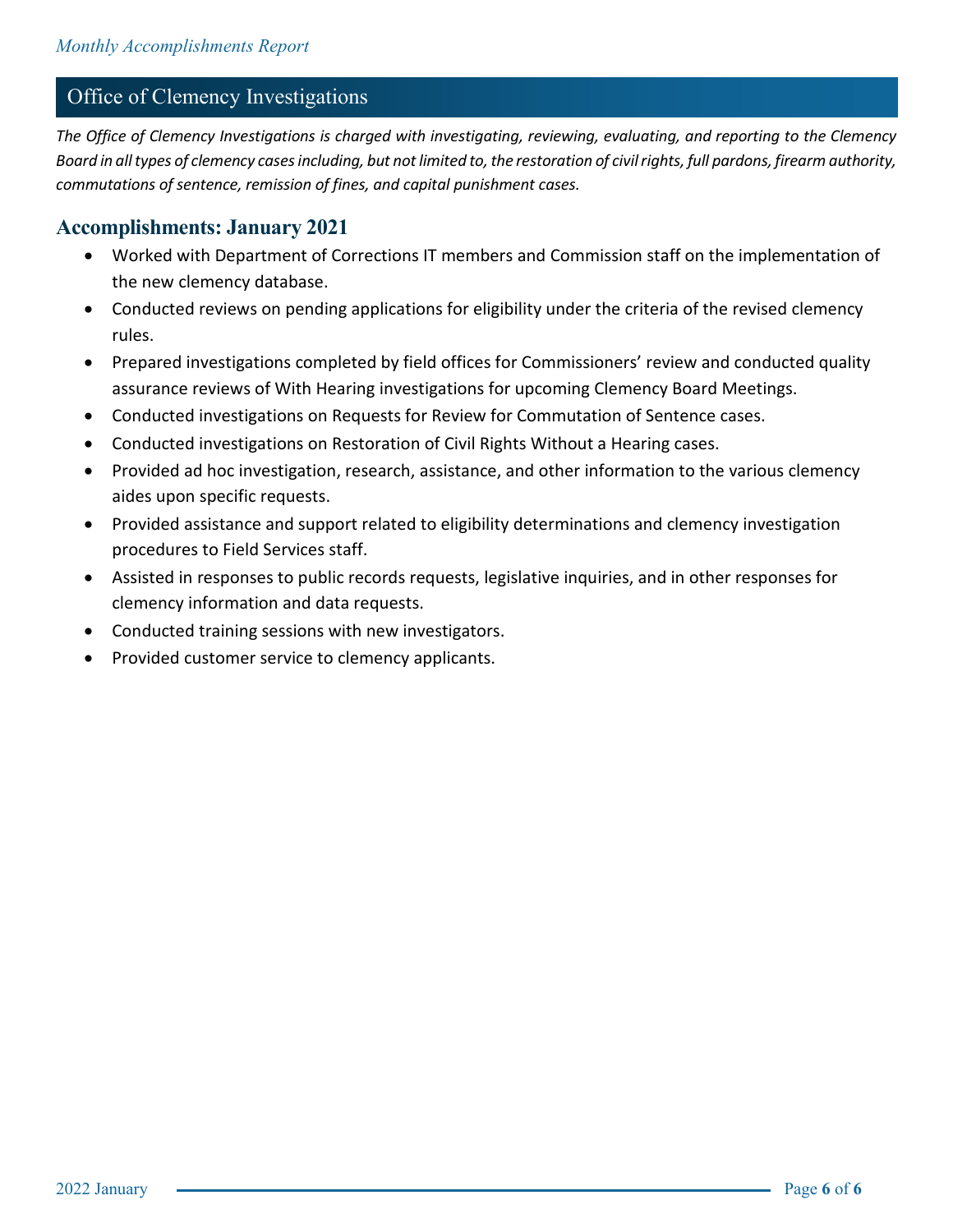## Office of Clemency Investigations

*The Office of Clemency Investigations is charged with investigating, reviewing, evaluating, and reporting to the Clemency Board in all types of clemency cases including, but not limited to, the restoration of civil rights, full pardons, firearm authority, commutations of sentence, remission of fines, and capital punishment cases.*

### Accomplishments: January 2021

- Worked with Department of Corrections IT members and Commission staff on the implementation of the new clemency database.
- Conducted reviews on pending applications for eligibility under the criteria of the revised clemency rules.
- Prepared investigations completed by field offices for Commissioners' review and conducted quality assurance reviews of With Hearing investigations for upcoming Clemency Board Meetings.
- Conducted investigations on Requests for Review for Commutation of Sentence cases.
- Conducted investigations on Restoration of Civil Rights Without a Hearing cases.
- Provided ad hoc investigation, research, assistance, and other information to the various clemency aides upon specific requests.
- Provided assistance and support related to eligibility determinations and clemency investigation procedures to Field Services staff.
- Assisted in responses to public records requests, legislative inquiries, and in other responses for clemency information and data requests.
- Conducted training sessions with new investigators.
- Provided customer service to clemency applicants.